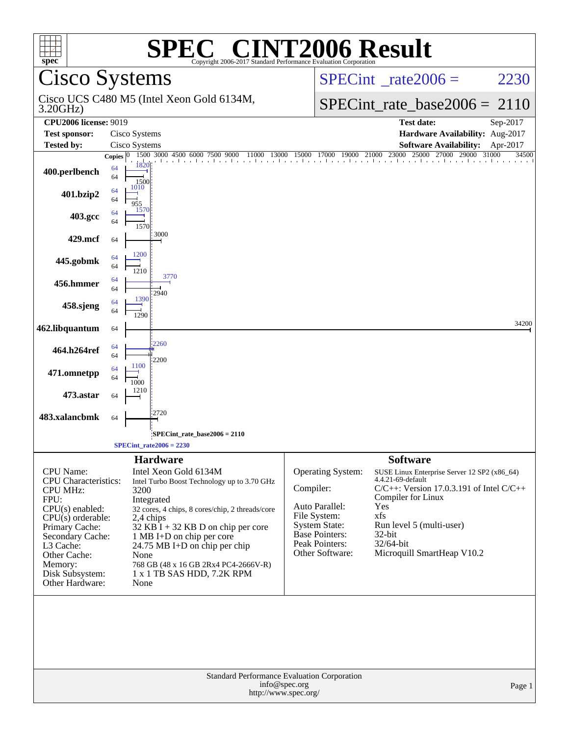# SPEC® CINT2006 Result

Copyright 2006-2017 Standard Performance Evaluation Corporation

## Cisco Systems

Cisco UCS C480 M5 (Intel Xeon Gold 6134M, 3.20GHz)

SPECint_rate2006 = 2230

SPECint_rate_base2006 = 2110

| | | | |
|---|---|---|---|
| **CPU2006 license:** 9019 | | **Test date:** | Sep-2017 |
| **Test sponsor:** | Cisco Systems | **Hardware Availability:** | Aug-2017 |
| **Tested by:** | Cisco Systems | **Software Availability:** | Apr-2017 |

| Benchmark | Copies | Peak | Base |
|---|---|---|---|
| 400.perlbench | 64 | 1820 | 1500 |
| 401.bzip2 | 64 | 1010 | 955 |
| 403.gcc | 64 | 1570 | 1570 |
| 429.mcf | 64 | | 3000 |
| 445.gobmk | 64 | 1200 | 1210 |
| 456.hmmer | 64 | 3770 | 2940 |
| 458.sjeng | 64 | 1390 | 1290 |
| 462.libquantum | 64 | | 34200 |
| 464.h264ref | 64 | 2260 | 2200 |
| 471.omnetpp | 64 | 1100 | 1000 |
| 473.astar | 64 | | 1210 |
| 483.xalancbmk | 64 | | 2720 |

SPECint_rate_base2006 = 2110

SPECint_rate2006 = 2230

### Hardware

| | |
|---|---|
| CPU Name: | Intel Xeon Gold 6134M |
| CPU Characteristics: | Intel Turbo Boost Technology up to 3.70 GHz |
| CPU MHz: | 3200 |
| FPU: | Integrated |
| CPU(s) enabled: | 32 cores, 4 chips, 8 cores/chip, 2 threads/core |
| CPU(s) orderable: | 2,4 chips |
| Primary Cache: | 32 KB I + 32 KB D on chip per core |
| Secondary Cache: | 1 MB I+D on chip per core |
| L3 Cache: | 24.75 MB I+D on chip per chip |
| Other Cache: | None |
| Memory: | 768 GB (48 x 16 GB 2Rx4 PC4-2666V-R) |
| Disk Subsystem: | 1 x 1 TB SAS HDD, 7.2K RPM |
| Other Hardware: | None |

### Software

| | |
|---|---|
| Operating System: | SUSE Linux Enterprise Server 12 SP2 (x86_64) 4.4.21-69-default |
| Compiler: | C/C++: Version 17.0.3.191 of Intel C/C++ Compiler for Linux |
| Auto Parallel: | Yes |
| File System: | xfs |
| System State: | Run level 5 (multi-user) |
| Base Pointers: | 32-bit |
| Peak Pointers: | 32/64-bit |
| Other Software: | Microquill SmartHeap V10.2 |

Standard Performance Evaluation Corporation
info@spec.org
http://www.spec.org/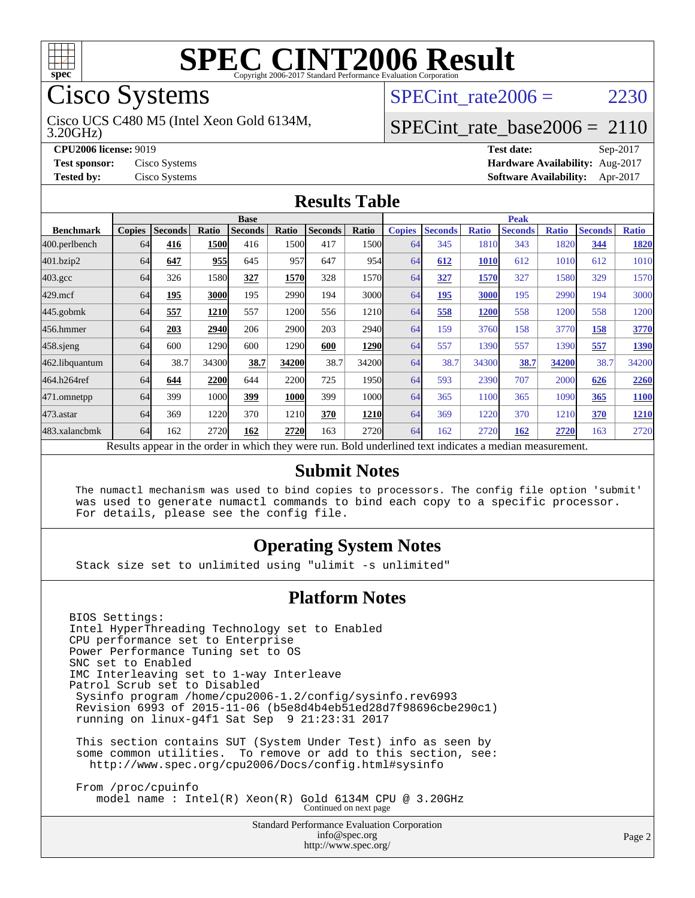# SPEC CINT2006 Result

Copyright 2006-2017 Standard Performance Evaluation Corporation

## Cisco Systems

Cisco UCS C480 M5 (Intel Xeon Gold 6134M, 3.20GHz)

SPECint_rate2006 = 2230

SPECint_rate_base2006 = 2110

**CPU2006 license:** 9019
**Test sponsor:** Cisco Systems
**Tested by:** Cisco Systems

**Test date:** Sep-2017
**Hardware Availability:** Aug-2017
**Software Availability:** Apr-2017

### Results Table

| Benchmark | Base | | | | | | | Peak | | | | | | |
|---|---|---|---|---|---|---|---|---|---|---|---|---|---|---|
| | Copies | Seconds | Ratio | Seconds | Ratio | Seconds | Ratio | Copies | Seconds | Ratio | Seconds | Ratio | Seconds | Ratio |
| 400.perlbench | 64 | **416** | **1500** | 416 | 1500 | 417 | 1500 | 64 | 345 | 1810 | 343 | 1820 | **344** | **1820** |
| 401.bzip2 | 64 | **647** | **955** | 645 | 957 | 647 | 954 | 64 | **612** | **1010** | 612 | 1010 | 612 | 1010 |
| 403.gcc | 64 | 326 | 1580 | **327** | **1570** | 328 | 1570 | 64 | **327** | **1570** | 327 | 1580 | 329 | 1570 |
| 429.mcf | 64 | **195** | **3000** | 195 | 2990 | 194 | 3000 | 64 | **195** | **3000** | 195 | 2990 | 194 | 3000 |
| 445.gobmk | 64 | **557** | **1210** | 557 | 1200 | 556 | 1210 | 64 | **558** | **1200** | 558 | 1200 | 558 | 1200 |
| 456.hmmer | 64 | **203** | **2940** | 206 | 2900 | 203 | 2940 | 64 | 159 | 3760 | 158 | 3770 | **158** | **3770** |
| 458.sjeng | 64 | 600 | 1290 | 600 | 1290 | **600** | **1290** | 64 | 557 | 1390 | 557 | 1390 | **557** | **1390** |
| 462.libquantum | 64 | 38.7 | 34300 | **38.7** | **34200** | 38.7 | 34200 | 64 | 38.7 | 34300 | **38.7** | **34200** | 38.7 | 34200 |
| 464.h264ref | 64 | **644** | **2200** | 644 | 2200 | 725 | 1950 | 64 | 593 | 2390 | 707 | 2000 | **626** | **2260** |
| 471.omnetpp | 64 | 399 | 1000 | **399** | **1000** | 399 | 1000 | 64 | 365 | 1100 | 365 | 1090 | **365** | **1100** |
| 473.astar | 64 | 369 | 1220 | 370 | 1210 | **370** | **1210** | 64 | 369 | 1220 | 370 | 1210 | **370** | **1210** |
| 483.xalancbmk | 64 | 162 | 2720 | **162** | **2720** | 163 | 2720 | 64 | 162 | 2720 | **162** | **2720** | 163 | 2720 |

Results appear in the order in which they were run. Bold underlined text indicates a median measurement.

### Submit Notes

```
The numactl mechanism was used to bind copies to processors. The config file option 'submit'
was used to generate numactl commands to bind each copy to a specific processor.
For details, please see the config file.
```

### Operating System Notes

```
Stack size set to unlimited using "ulimit -s unlimited"
```

### Platform Notes

```
BIOS Settings:
Intel HyperThreading Technology set to Enabled
CPU performance set to Enterprise
Power Performance Tuning set to OS
SNC set to Enabled
IMC Interleaving set to 1-way Interleave
Patrol Scrub set to Disabled
 Sysinfo program /home/cpu2006-1.2/config/sysinfo.rev6993
 Revision 6993 of 2015-11-06 (b5e8d4b4eb51ed28d7f98696cbe290c1)
 running on linux-g4f1 Sat Sep  9 21:23:31 2017

 This section contains SUT (System Under Test) info as seen by
 some common utilities.  To remove or add to this section, see:
   http://www.spec.org/cpu2006/Docs/config.html#sysinfo

 From /proc/cpuinfo
    model name : Intel(R) Xeon(R) Gold 6134M CPU @ 3.20GHz
```

Continued on next page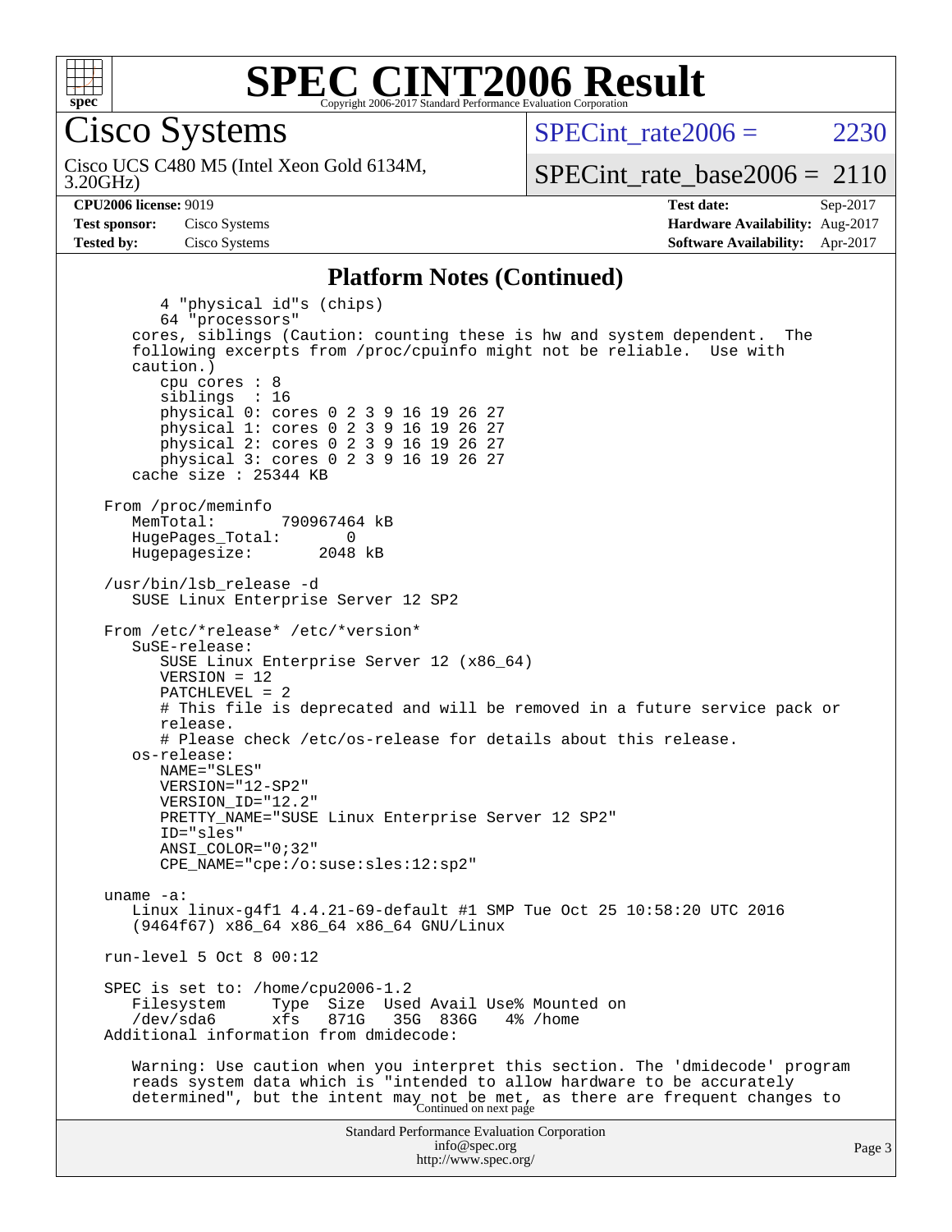## Platform Notes (Continued)

```
        4 "physical id"s (chips)
        64 "processors"
    cores, siblings (Caution: counting these is hw and system dependent.  The
    following excerpts from /proc/cpuinfo might not be reliable.  Use with
    caution.)
        cpu cores : 8
        siblings  : 16
        physical 0: cores 0 2 3 9 16 19 26 27
        physical 1: cores 0 2 3 9 16 19 26 27
        physical 2: cores 0 2 3 9 16 19 26 27
        physical 3: cores 0 2 3 9 16 19 26 27
    cache size : 25344 KB

 From /proc/meminfo
    MemTotal:       790967464 kB
    HugePages_Total:       0
    Hugepagesize:       2048 kB

 /usr/bin/lsb_release -d
    SUSE Linux Enterprise Server 12 SP2

 From /etc/*release* /etc/*version*
    SuSE-release:
        SUSE Linux Enterprise Server 12 (x86_64)
        VERSION = 12
        PATCHLEVEL = 2
        # This file is deprecated and will be removed in a future service pack or
        release.
        # Please check /etc/os-release for details about this release.
    os-release:
        NAME="SLES"
        VERSION="12-SP2"
        VERSION_ID="12.2"
        PRETTY_NAME="SUSE Linux Enterprise Server 12 SP2"
        ID="sles"
        ANSI_COLOR="0;32"
        CPE_NAME="cpe:/o:suse:sles:12:sp2"

 uname -a:
    Linux linux-g4f1 4.4.21-69-default #1 SMP Tue Oct 25 10:58:20 UTC 2016
    (9464f67) x86_64 x86_64 x86_64 GNU/Linux

 run-level 5 Oct 8 00:12

 SPEC is set to: /home/cpu2006-1.2
    Filesystem     Type  Size  Used Avail Use% Mounted on
    /dev/sda6      xfs   871G   35G  836G   4% /home
 Additional information from dmidecode:

    Warning: Use caution when you interpret this section. The 'dmidecode' program
    reads system data which is "intended to allow hardware to be accurately
    determined", but the intent may not be met, as there are frequent changes to
```

Continued on next page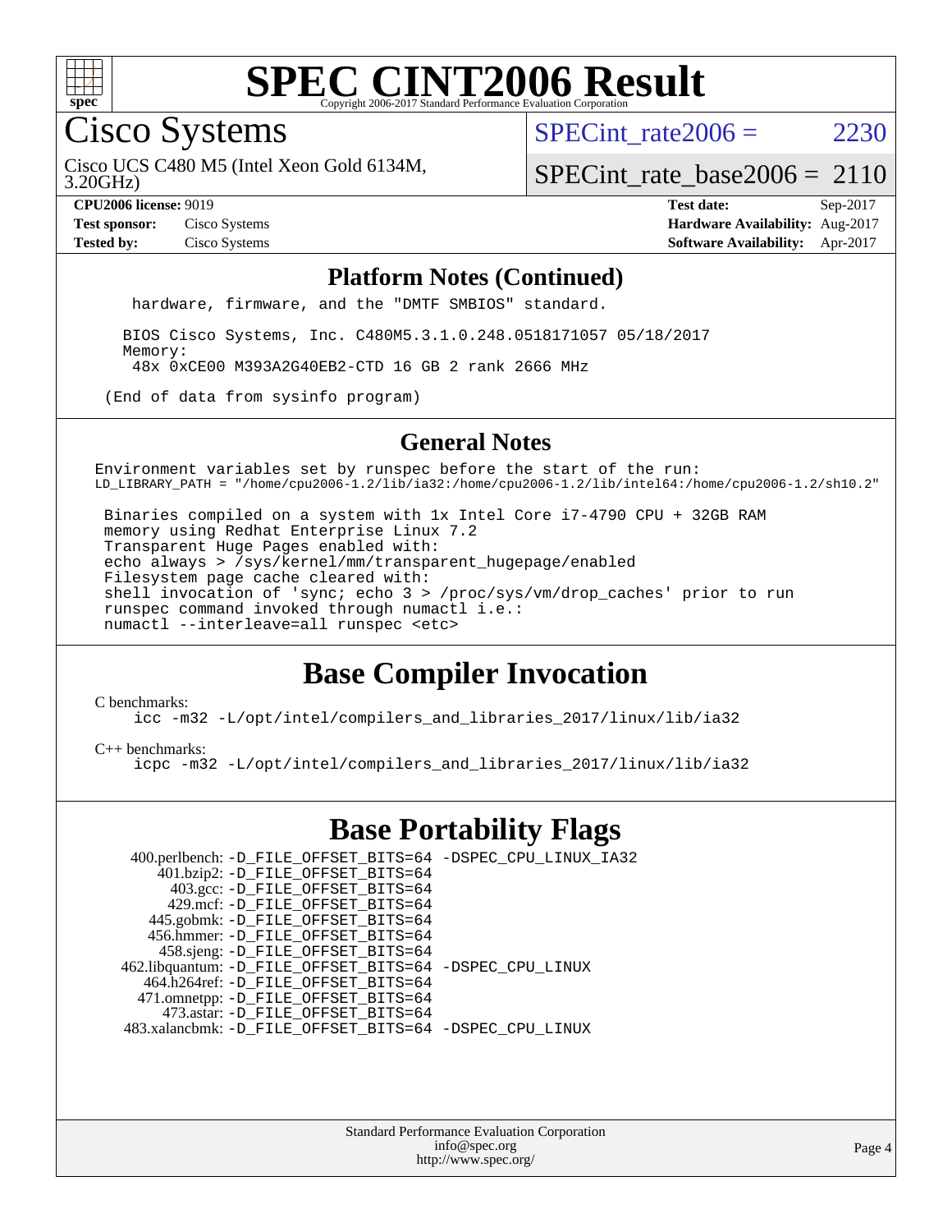# SPEC CINT2006 Result

Copyright 2006-2017 Standard Performance Evaluation Corporation

## Cisco Systems

Cisco UCS C480 M5 (Intel Xeon Gold 6134M, 3.20GHz)

SPECint_rate2006 = 2230

SPECint_rate_base2006 = 2110

| | | | |
|---|---|---|---|
| **CPU2006 license:** 9019 | | **Test date:** | Sep-2017 |
| **Test sponsor:** | Cisco Systems | **Hardware Availability:** | Aug-2017 |
| **Tested by:** | Cisco Systems | **Software Availability:** | Apr-2017 |

### Platform Notes (Continued)

```
    hardware, firmware, and the "DMTF SMBIOS" standard.

   BIOS Cisco Systems, Inc. C480M5.3.1.0.248.0518171057 05/18/2017
   Memory:
    48x 0xCE00 M393A2G40EB2-CTD 16 GB 2 rank 2666 MHz

(End of data from sysinfo program)
```

### General Notes

```
Environment variables set by runspec before the start of the run:
LD_LIBRARY_PATH = "/home/cpu2006-1.2/lib/ia32:/home/cpu2006-1.2/lib/intel64:/home/cpu2006-1.2/sh10.2"

 Binaries compiled on a system with 1x Intel Core i7-4790 CPU + 32GB RAM
 memory using Redhat Enterprise Linux 7.2
 Transparent Huge Pages enabled with:
 echo always > /sys/kernel/mm/transparent_hugepage/enabled
 Filesystem page cache cleared with:
 shell invocation of 'sync; echo 3 > /proc/sys/vm/drop_caches' prior to run
 runspec command invoked through numactl i.e.:
 numactl --interleave=all runspec <etc>
```

## Base Compiler Invocation

C benchmarks:

```
icc -m32 -L/opt/intel/compilers_and_libraries_2017/linux/lib/ia32
```

C++ benchmarks:

```
icpc -m32 -L/opt/intel/compilers_and_libraries_2017/linux/lib/ia32
```

## Base Portability Flags

```
  400.perlbench: -D_FILE_OFFSET_BITS=64 -DSPEC_CPU_LINUX_IA32
      401.bzip2: -D_FILE_OFFSET_BITS=64
        403.gcc: -D_FILE_OFFSET_BITS=64
        429.mcf: -D_FILE_OFFSET_BITS=64
      445.gobmk: -D_FILE_OFFSET_BITS=64
     456.hmmer: -D_FILE_OFFSET_BITS=64
      458.sjeng: -D_FILE_OFFSET_BITS=64
462.libquantum: -D_FILE_OFFSET_BITS=64 -DSPEC_CPU_LINUX
    464.h264ref: -D_FILE_OFFSET_BITS=64
    471.omnetpp: -D_FILE_OFFSET_BITS=64
      473.astar: -D_FILE_OFFSET_BITS=64
 483.xalancbmk: -D_FILE_OFFSET_BITS=64 -DSPEC_CPU_LINUX
```

Standard Performance Evaluation Corporation
info@spec.org
http://www.spec.org/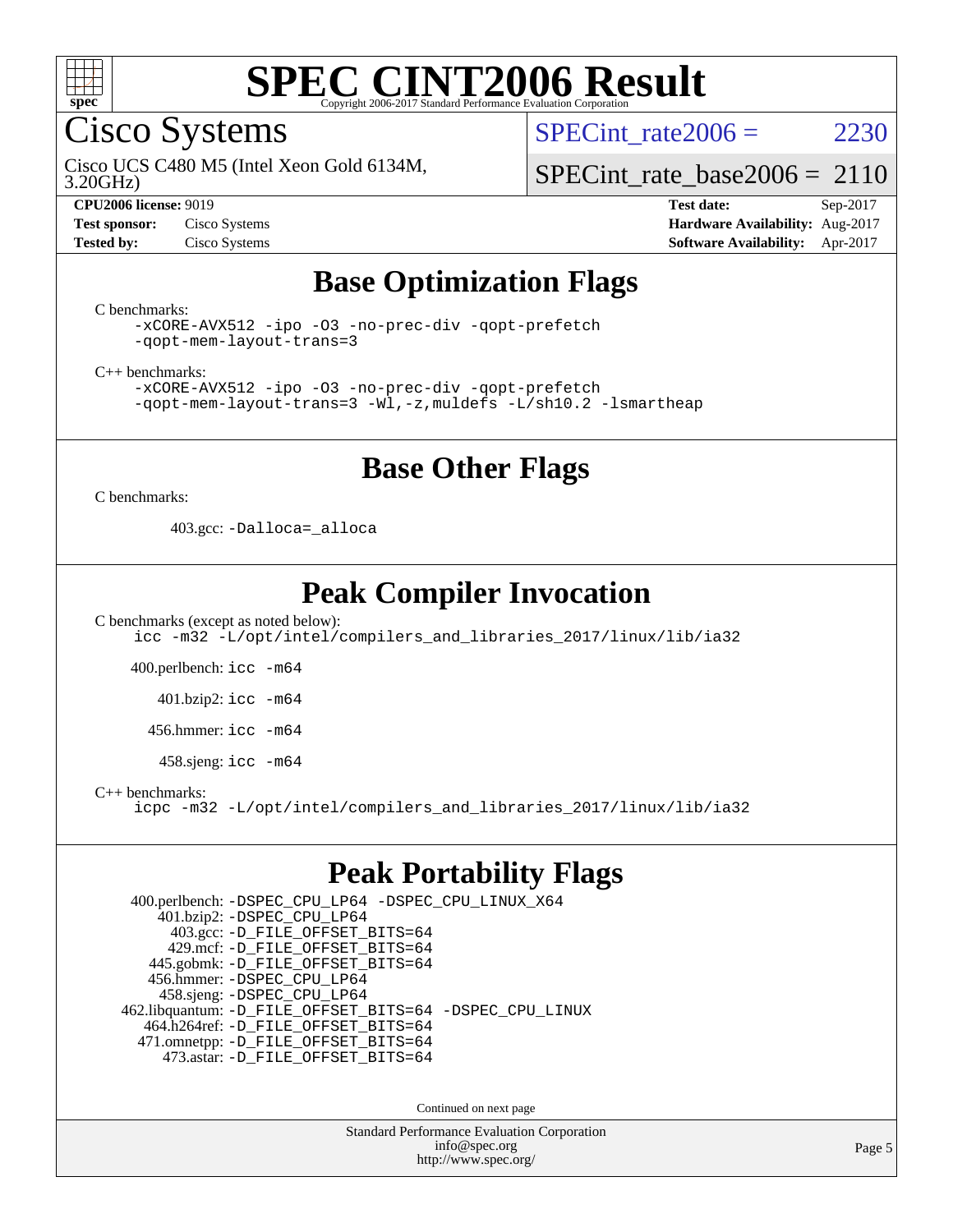# SPEC CINT2006 Result

Cisco Systems

Cisco UCS C480 M5 (Intel Xeon Gold 6134M, 3.20GHz)

SPECint_rate2006 = 2230

SPECint_rate_base2006 = 2110

**CPU2006 license:** 9019
**Test sponsor:** Cisco Systems
**Tested by:** Cisco Systems

**Test date:** Sep-2017
**Hardware Availability:** Aug-2017
**Software Availability:** Apr-2017

## Base Optimization Flags

C benchmarks:

```
-xCORE-AVX512 -ipo -O3 -no-prec-div -qopt-prefetch
-qopt-mem-layout-trans=3
```

C++ benchmarks:

```
-xCORE-AVX512 -ipo -O3 -no-prec-div -qopt-prefetch
-qopt-mem-layout-trans=3 -Wl,-z,muldefs -L/sh10.2 -lsmartheap
```

## Base Other Flags

C benchmarks:

403.gcc: `-Dalloca=_alloca`

## Peak Compiler Invocation

C benchmarks (except as noted below):

```
icc -m32 -L/opt/intel/compilers_and_libraries_2017/linux/lib/ia32
```

400.perlbench: `icc -m64`

401.bzip2: `icc -m64`

456.hmmer: `icc -m64`

458.sjeng: `icc -m64`

C++ benchmarks:

```
icpc -m32 -L/opt/intel/compilers_and_libraries_2017/linux/lib/ia32
```

## Peak Portability Flags

400.perlbench: `-DSPEC_CPU_LP64 -DSPEC_CPU_LINUX_X64`
401.bzip2: `-DSPEC_CPU_LP64`
403.gcc: `-D_FILE_OFFSET_BITS=64`
429.mcf: `-D_FILE_OFFSET_BITS=64`
445.gobmk: `-D_FILE_OFFSET_BITS=64`
456.hmmer: `-DSPEC_CPU_LP64`
458.sjeng: `-DSPEC_CPU_LP64`
462.libquantum: `-D_FILE_OFFSET_BITS=64 -DSPEC_CPU_LINUX`
464.h264ref: `-D_FILE_OFFSET_BITS=64`
471.omnetpp: `-D_FILE_OFFSET_BITS=64`
473.astar: `-D_FILE_OFFSET_BITS=64`

Continued on next page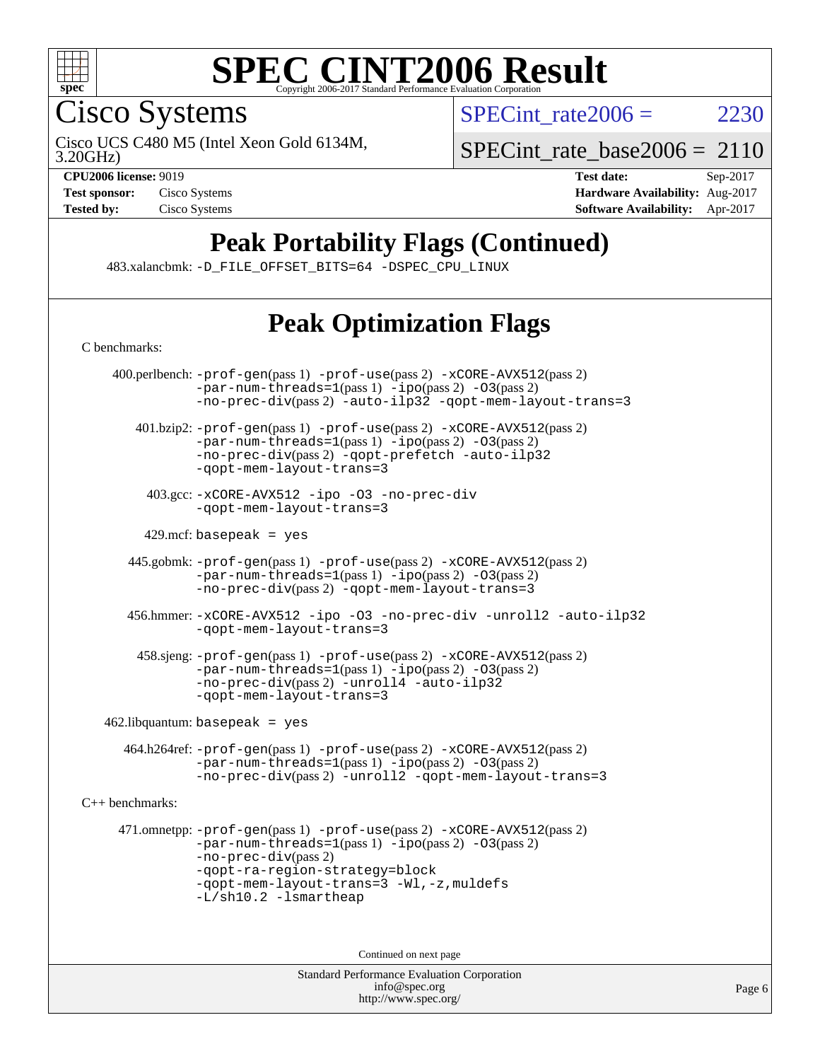# Peak Portability Flags (Continued)

483.xalancbmk: -D_FILE_OFFSET_BITS=64 -DSPEC_CPU_LINUX

# Peak Optimization Flags

C benchmarks:

400.perlbench: -prof-gen(pass 1) -prof-use(pass 2) -xCORE-AVX512(pass 2) -par-num-threads=1(pass 1) -ipo(pass 2) -O3(pass 2) -no-prec-div(pass 2) -auto-ilp32 -qopt-mem-layout-trans=3

401.bzip2: -prof-gen(pass 1) -prof-use(pass 2) -xCORE-AVX512(pass 2) -par-num-threads=1(pass 1) -ipo(pass 2) -O3(pass 2) -no-prec-div(pass 2) -qopt-prefetch -auto-ilp32 -qopt-mem-layout-trans=3

403.gcc: -xCORE-AVX512 -ipo -O3 -no-prec-div -qopt-mem-layout-trans=3

429.mcf: basepeak = yes

445.gobmk: -prof-gen(pass 1) -prof-use(pass 2) -xCORE-AVX512(pass 2) -par-num-threads=1(pass 1) -ipo(pass 2) -O3(pass 2) -no-prec-div(pass 2) -qopt-mem-layout-trans=3

456.hmmer: -xCORE-AVX512 -ipo -O3 -no-prec-div -unroll2 -auto-ilp32 -qopt-mem-layout-trans=3

458.sjeng: -prof-gen(pass 1) -prof-use(pass 2) -xCORE-AVX512(pass 2) -par-num-threads=1(pass 1) -ipo(pass 2) -O3(pass 2) -no-prec-div(pass 2) -unroll4 -auto-ilp32 -qopt-mem-layout-trans=3

462.libquantum: basepeak = yes

464.h264ref: -prof-gen(pass 1) -prof-use(pass 2) -xCORE-AVX512(pass 2) -par-num-threads=1(pass 1) -ipo(pass 2) -O3(pass 2) -no-prec-div(pass 2) -unroll2 -qopt-mem-layout-trans=3

C++ benchmarks:

471.omnetpp: -prof-gen(pass 1) -prof-use(pass 2) -xCORE-AVX512(pass 2) -par-num-threads=1(pass 1) -ipo(pass 2) -O3(pass 2) -no-prec-div(pass 2) -qopt-ra-region-strategy=block -qopt-mem-layout-trans=3 -Wl,-z,muldefs -L/sh10.2 -lsmartheap

Continued on next page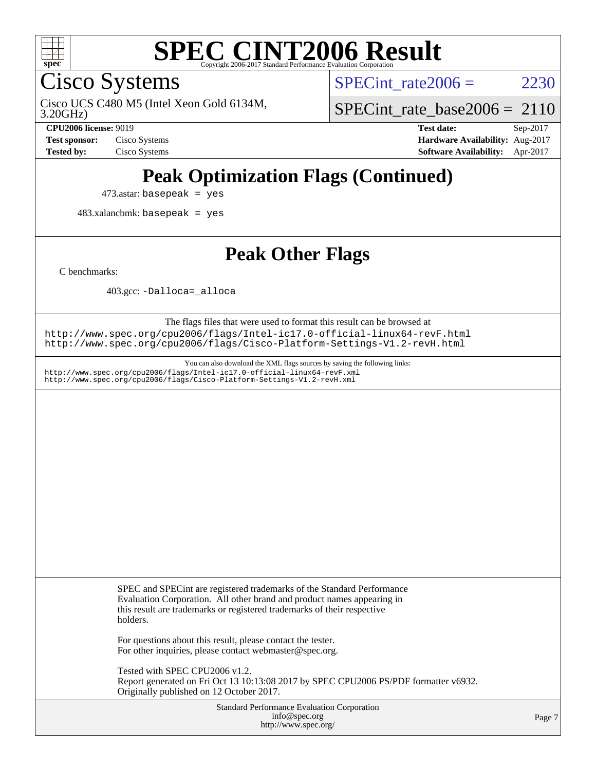# Peak Optimization Flags (Continued)

473.astar: basepeak = yes

483.xalancbmk: basepeak = yes

# Peak Other Flags

C benchmarks:

403.gcc: -Dalloca=_alloca

The flags files that were used to format this result can be browsed at
http://www.spec.org/cpu2006/flags/Intel-ic17.0-official-linux64-revF.html
http://www.spec.org/cpu2006/flags/Cisco-Platform-Settings-V1.2-revH.html

You can also download the XML flags sources by saving the following links:
http://www.spec.org/cpu2006/flags/Intel-ic17.0-official-linux64-revF.xml
http://www.spec.org/cpu2006/flags/Cisco-Platform-Settings-V1.2-revH.xml

SPEC and SPECint are registered trademarks of the Standard Performance Evaluation Corporation. All other brand and product names appearing in this result are trademarks or registered trademarks of their respective holders.

For questions about this result, please contact the tester.
For other inquiries, please contact webmaster@spec.org.

Tested with SPEC CPU2006 v1.2.
Report generated on Fri Oct 13 10:13:08 2017 by SPEC CPU2006 PS/PDF formatter v6932.
Originally published on 12 October 2017.